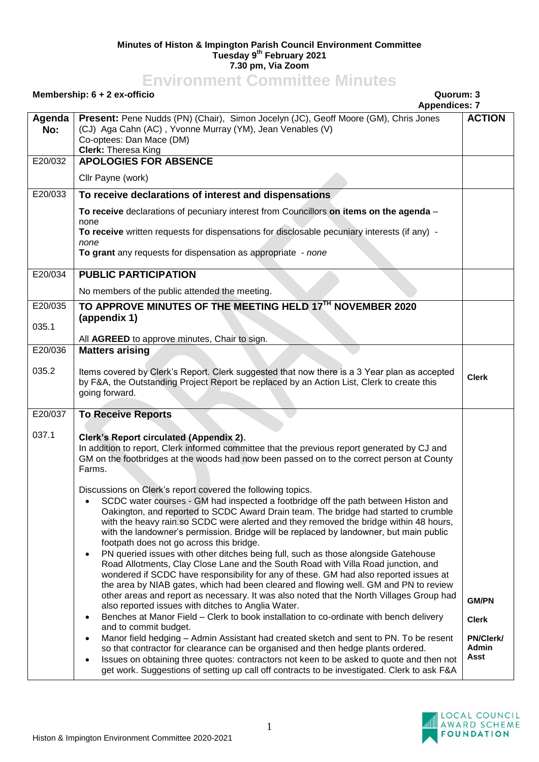**Minutes of Histon & Impington Parish Council Environment Committee**
**Tuesday 9th February 2021**
**7.30 pm, Via Zoom**

# Environment Committee Minutes

**Membership: 6 + 2 ex-officio** **Quorum: 3**
**Appendices: 7**

| Agenda No: | Present: Pene Nudds (PN) (Chair), Simon Jocelyn (JC), Geoff Moore (GM), Chris Jones (CJ) Aga Cahn (AC) , Yvonne Murray (YM), Jean Venables (V)<br>Co-optees: Dan Mace (DM)<br>**Clerk:** Theresa King | **ACTION** |
|---|---|---|
| E20/032 | **APOLOGIES FOR ABSENCE**<br><br>Cllr Payne (work) | |
| E20/033 | **To receive declarations of interest and dispensations**<br><br>**To receive** declarations of pecuniary interest from Councillors **on items on the agenda** – none<br>**To receive** written requests for dispensations for disclosable pecuniary interests (if any) - *none*<br>**To grant** any requests for dispensation as appropriate - *none* | |
| E20/034 | **PUBLIC PARTICIPATION**<br><br>No members of the public attended the meeting. | |
| E20/035<br><br>035.1 | **TO APPROVE MINUTES OF THE MEETING HELD 17TH NOVEMBER 2020 (appendix 1)**<br><br>All **AGREED** to approve minutes, Chair to sign. | |
| E20/036<br><br>035.2 | **Matters arising**<br><br>Items covered by Clerk's Report. Clerk suggested that now there is a 3 Year plan as accepted by F&A, the Outstanding Project Report be replaced by an Action List, Clerk to create this going forward. | **Clerk** |
| E20/037<br><br>037.1 | **To Receive Reports**<br><br>**Clerk's Report circulated (Appendix 2).**<br>In addition to report, Clerk informed committee that the previous report generated by CJ and GM on the footbridges at the woods had now been passed on to the correct person at County Farms.<br><br>Discussions on Clerk's report covered the following topics.<br>• SCDC water courses - GM had inspected a footbridge off the path between Histon and Oakington, and reported to SCDC Award Drain team. The bridge had started to crumble with the heavy rain.so SCDC were alerted and they removed the bridge within 48 hours, with the landowner's permission. Bridge will be replaced by landowner, but main public footpath does not go across this bridge.<br>• PN queried issues with other ditches being full, such as those alongside Gatehouse Road Allotments, Clay Close Lane and the South Road with Villa Road junction, and wondered if SCDC have responsibility for any of these. GM had also reported issues at the area by NIAB gates, which had been cleared and flowing well. GM and PN to review other areas and report as necessary. It was also noted that the North Villages Group had also reported issues with ditches to Anglia Water.<br>• Benches at Manor Field – Clerk to book installation to co-ordinate with bench delivery and to commit budget.<br>• Manor field hedging – Admin Assistant had created sketch and sent to PN. To be resent so that contractor for clearance can be organised and then hedge plants ordered.<br>• Issues on obtaining three quotes: contractors not keen to be asked to quote and then not get work. Suggestions of setting up call off contracts to be investigated. Clerk to ask F&A | **GM/PN**<br><br>**Clerk**<br><br>**PN/Clerk/ Admin Asst** |

Histon & Impington Environment Committee 2020-2021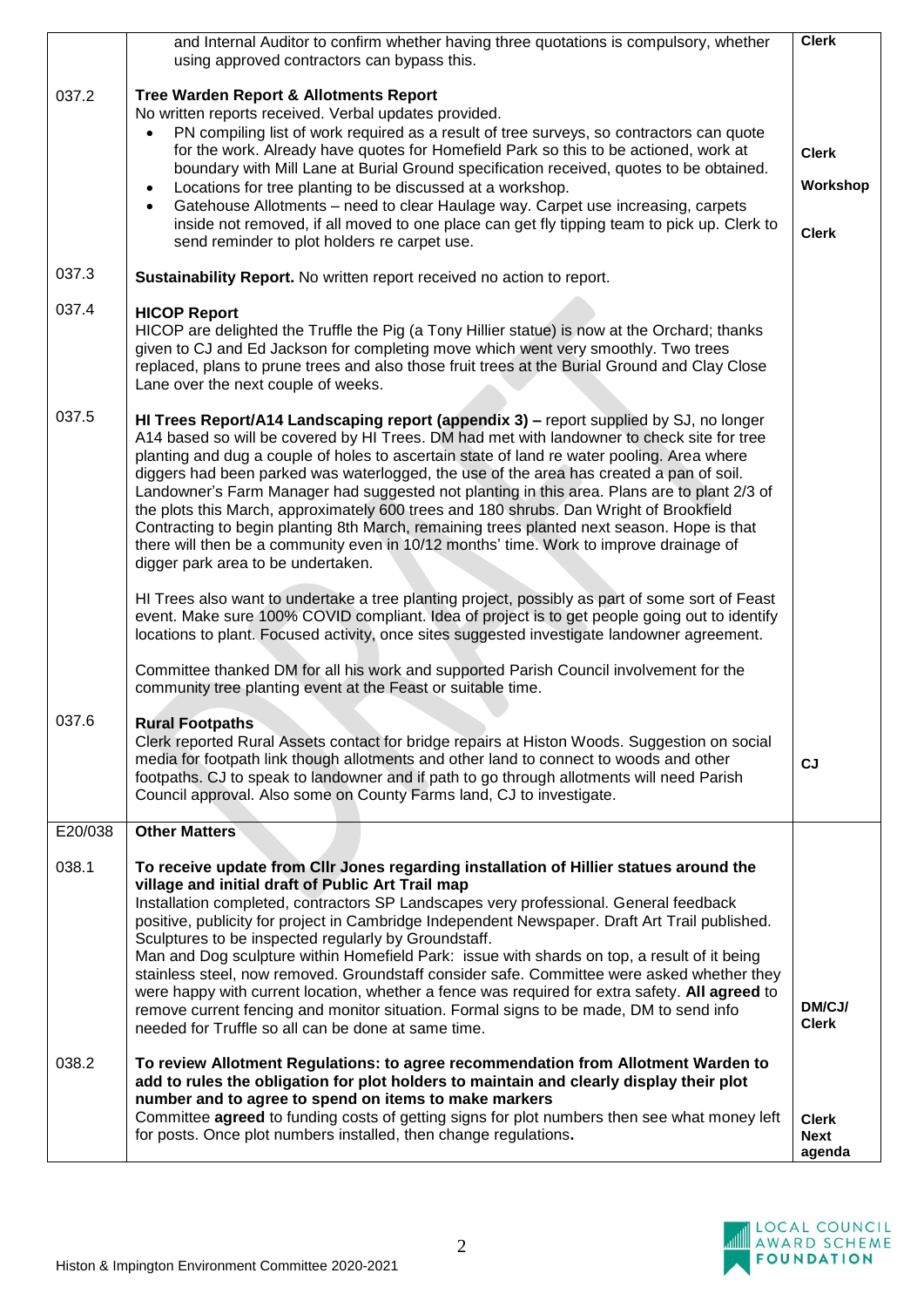| | | |
|---|---|---|
| | and Internal Auditor to confirm whether having three quotations is compulsory, whether using approved contractors can bypass this. | **Clerk** |
| 037.2 | **Tree Warden Report & Allotments Report**<br>No written reports received. Verbal updates provided.<br>• PN compiling list of work required as a result of tree surveys, so contractors can quote for the work. Already have quotes for Homefield Park so this to be actioned, work at boundary with Mill Lane at Burial Ground specification received, quotes to be obtained.<br>• Locations for tree planting to be discussed at a workshop.<br>• Gatehouse Allotments – need to clear Haulage way. Carpet use increasing, carpets inside not removed, if all moved to one place can get fly tipping team to pick up. Clerk to send reminder to plot holders re carpet use. | **Clerk**<br><br>**Workshop**<br><br>**Clerk** |
| 037.3 | **Sustainability Report.** No written report received no action to report. | |
| 037.4 | **HICOP Report**<br>HICOP are delighted the Truffle the Pig (a Tony Hillier statue) is now at the Orchard; thanks given to CJ and Ed Jackson for completing move which went very smoothly. Two trees replaced, plans to prune trees and also those fruit trees at the Burial Ground and Clay Close Lane over the next couple of weeks. | |
| 037.5 | **HI Trees Report/A14 Landscaping report (appendix 3) –** report supplied by SJ, no longer A14 based so will be covered by HI Trees. DM had met with landowner to check site for tree planting and dug a couple of holes to ascertain state of land re water pooling. Area where diggers had been parked was waterlogged, the use of the area has created a pan of soil. Landowner's Farm Manager had suggested not planting in this area. Plans are to plant 2/3 of the plots this March, approximately 600 trees and 180 shrubs. Dan Wright of Brookfield Contracting to begin planting 8th March, remaining trees planted next season. Hope is that there will then be a community even in 10/12 months' time. Work to improve drainage of digger park area to be undertaken.<br><br>HI Trees also want to undertake a tree planting project, possibly as part of some sort of Feast event. Make sure 100% COVID compliant. Idea of project is to get people going out to identify locations to plant. Focused activity, once sites suggested investigate landowner agreement.<br><br>Committee thanked DM for all his work and supported Parish Council involvement for the community tree planting event at the Feast or suitable time. | |
| 037.6 | **Rural Footpaths**<br>Clerk reported Rural Assets contact for bridge repairs at Histon Woods. Suggestion on social media for footpath link though allotments and other land to connect to woods and other footpaths. CJ to speak to landowner and if path to go through allotments will need Parish Council approval. Also some on County Farms land, CJ to investigate. | **CJ** |
| E20/038 | **Other Matters** | |
| 038.1 | **To receive update from Cllr Jones regarding installation of Hillier statues around the village and initial draft of Public Art Trail map**<br>Installation completed, contractors SP Landscapes very professional. General feedback positive, publicity for project in Cambridge Independent Newspaper. Draft Art Trail published. Sculptures to be inspected regularly by Groundstaff.<br>Man and Dog sculpture within Homefield Park: issue with shards on top, a result of it being stainless steel, now removed. Groundstaff consider safe. Committee were asked whether they were happy with current location, whether a fence was required for extra safety. **All agreed** to remove current fencing and monitor situation. Formal signs to be made, DM to send info needed for Truffle so all can be done at same time. | **DM/CJ/ Clerk** |
| 038.2 | **To review Allotment Regulations: to agree recommendation from Allotment Warden to add to rules the obligation for plot holders to maintain and clearly display their plot number and to agree to spend on items to make markers**<br>Committee **agreed** to funding costs of getting signs for plot numbers then see what money left for posts. Once plot numbers installed, then change regulations**.** | **Clerk**<br>**Next agenda** |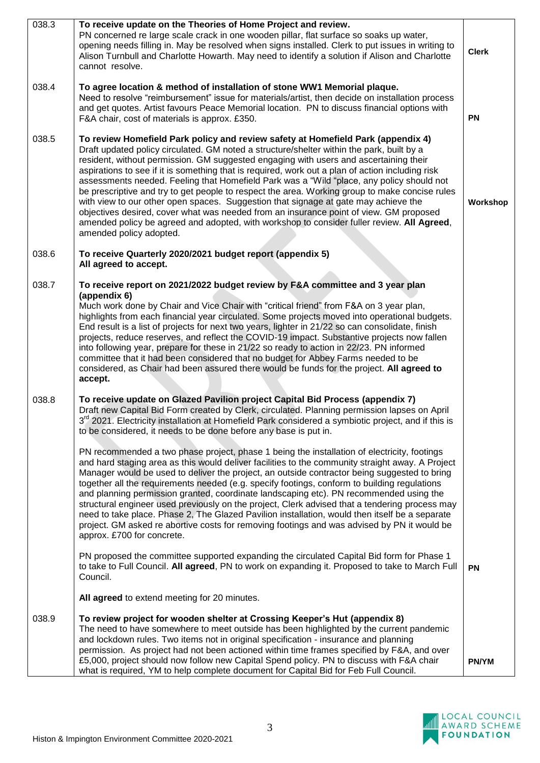| | | |
|---|---|---|
| 038.3 | **To receive update on the Theories of Home Project and review.**<br>PN concerned re large scale crack in one wooden pillar, flat surface so soaks up water, opening needs filling in. May be resolved when signs installed. Clerk to put issues in writing to Alison Turnbull and Charlotte Howarth. May need to identify a solution if Alison and Charlotte cannot resolve. | **Clerk** |
| 038.4 | **To agree location & method of installation of stone WW1 Memorial plaque.**<br>Need to resolve "reimbursement" issue for materials/artist, then decide on installation process and get quotes. Artist favours Peace Memorial location. PN to discuss financial options with F&A chair, cost of materials is approx. £350. | **PN** |
| 038.5 | **To review Homefield Park policy and review safety at Homefield Park (appendix 4)**<br>Draft updated policy circulated. GM noted a structure/shelter within the park, built by a resident, without permission. GM suggested engaging with users and ascertaining their aspirations to see if it is something that is required, work out a plan of action including risk assessments needed. Feeling that Homefield Park was a "Wild "place, any policy should not be prescriptive and try to get people to respect the area. Working group to make concise rules with view to our other open spaces. Suggestion that signage at gate may achieve the objectives desired, cover what was needed from an insurance point of view. GM proposed amended policy be agreed and adopted, with workshop to consider fuller review. **All Agreed**, amended policy adopted. | **Workshop** |
| 038.6 | **To receive Quarterly 2020/2021 budget report (appendix 5)**<br>**All agreed to accept.** | |
| 038.7 | **To receive report on 2021/2022 budget review by F&A committee and 3 year plan (appendix 6)**<br>Much work done by Chair and Vice Chair with "critical friend" from F&A on 3 year plan, highlights from each financial year circulated. Some projects moved into operational budgets. End result is a list of projects for next two years, lighter in 21/22 so can consolidate, finish projects, reduce reserves, and reflect the COVID-19 impact. Substantive projects now fallen into following year, prepare for these in 21/22 so ready to action in 22/23. PN informed committee that it had been considered that no budget for Abbey Farms needed to be considered, as Chair had been assured there would be funds for the project. **All agreed to accept.** | |
| 038.8 | **To receive update on Glazed Pavilion project Capital Bid Process (appendix 7)**<br>Draft new Capital Bid Form created by Clerk, circulated. Planning permission lapses on April 3rd 2021. Electricity installation at Homefield Park considered a symbiotic project, and if this is to be considered, it needs to be done before any base is put in.<br><br>PN recommended a two phase project, phase 1 being the installation of electricity, footings and hard staging area as this would deliver facilities to the community straight away. A Project Manager would be used to deliver the project, an outside contractor being suggested to bring together all the requirements needed (e.g. specify footings, conform to building regulations and planning permission granted, coordinate landscaping etc). PN recommended using the structural engineer used previously on the project, Clerk advised that a tendering process may need to take place. Phase 2, The Glazed Pavilion installation, would then itself be a separate project. GM asked re abortive costs for removing footings and was advised by PN it would be approx. £700 for concrete.<br><br>PN proposed the committee supported expanding the circulated Capital Bid form for Phase 1 to take to Full Council. **All agreed**, PN to work on expanding it. Proposed to take to March Full Council.<br><br>**All agreed** to extend meeting for 20 minutes. | **PN** |
| 038.9 | **To review project for wooden shelter at Crossing Keeper's Hut (appendix 8)**<br>The need to have somewhere to meet outside has been highlighted by the current pandemic and lockdown rules. Two items not in original specification - insurance and planning permission. As project had not been actioned within time frames specified by F&A, and over £5,000, project should now follow new Capital Spend policy. PN to discuss with F&A chair what is required, YM to help complete document for Capital Bid for Feb Full Council. | **PN/YM** |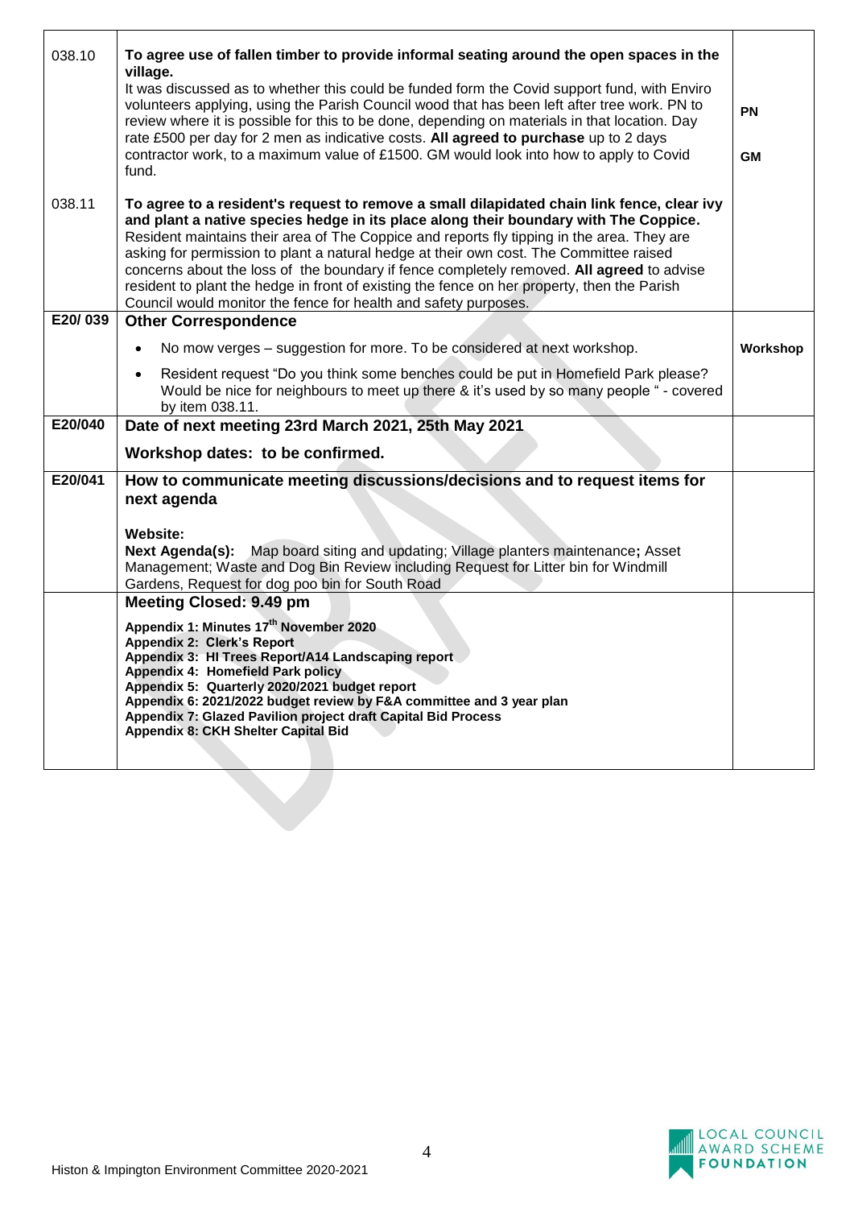| | | |
|---|---|---|
| 038.10 | **To agree use of fallen timber to provide informal seating around the open spaces in the village.**<br>It was discussed as to whether this could be funded form the Covid support fund, with Enviro volunteers applying, using the Parish Council wood that has been left after tree work. PN to review where it is possible for this to be done, depending on materials in that location. Day rate £500 per day for 2 men as indicative costs. **All agreed to purchase** up to 2 days contractor work, to a maximum value of £1500. GM would look into how to apply to Covid fund. | **PN**<br><br>**GM** |
| 038.11 | **To agree to a resident's request to remove a small dilapidated chain link fence, clear ivy and plant a native species hedge in its place along their boundary with The Coppice.**<br>Resident maintains their area of The Coppice and reports fly tipping in the area. They are asking for permission to plant a natural hedge at their own cost. The Committee raised concerns about the loss of the boundary if fence completely removed. **All agreed** to advise resident to plant the hedge in front of existing the fence on her property, then the Parish Council would monitor the fence for health and safety purposes. | |
| **E20/ 039** | **Other Correspondence**<br>• No mow verges – suggestion for more. To be considered at next workshop.<br>• Resident request "Do you think some benches could be put in Homefield Park please? Would be nice for neighbours to meet up there & it's used by so many people " - covered by item 038.11. | **Workshop** |
| **E20/040** | **Date of next meeting 23rd March 2021, 25th May 2021**<br>**Workshop dates: to be confirmed.** | |
| **E20/041** | **How to communicate meeting discussions/decisions and to request items for next agenda**<br><br>**Website:**<br>**Next Agenda(s):** Map board siting and updating; Village planters maintenance**;** Asset Management; Waste and Dog Bin Review including Request for Litter bin for Windmill Gardens, Request for dog poo bin for South Road | |
| | **Meeting Closed: 9.49 pm**<br>**Appendix 1: Minutes 17th November 2020**<br>**Appendix 2: Clerk's Report**<br>**Appendix 3: HI Trees Report/A14 Landscaping report**<br>**Appendix 4: Homefield Park policy**<br>**Appendix 5: Quarterly 2020/2021 budget report**<br>**Appendix 6: 2021/2022 budget review by F&A committee and 3 year plan**<br>**Appendix 7: Glazed Pavilion project draft Capital Bid Process**<br>**Appendix 8: CKH Shelter Capital Bid** | |